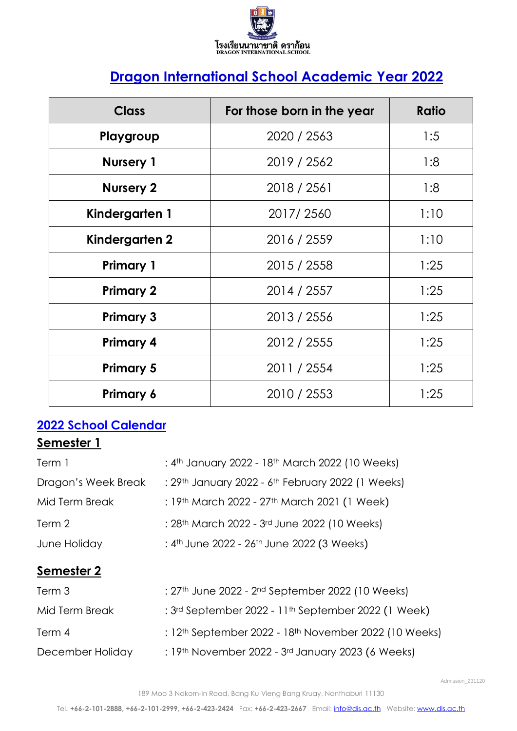โรงเรียนนานาชาติ ดราก้อน
DRAGON INTERNATIONAL SCHOOL

# Dragon International School Academic Year 2022

| Class | For those born in the year | Ratio |
|---|---|---|
| **Playgroup** | 2020 / 2563 | 1:5 |
| **Nursery 1** | 2019 / 2562 | 1:8 |
| **Nursery 2** | 2018 / 2561 | 1:8 |
| **Kindergarten 1** | 2017/ 2560 | 1:10 |
| **Kindergarten 2** | 2016 / 2559 | 1:10 |
| **Primary 1** | 2015 / 2558 | 1:25 |
| **Primary 2** | 2014 / 2557 | 1:25 |
| **Primary 3** | 2013 / 2556 | 1:25 |
| **Primary 4** | 2012 / 2555 | 1:25 |
| **Primary 5** | 2011 / 2554 | 1:25 |
| **Primary 6** | 2010 / 2553 | 1:25 |

## 2022 School Calendar

### Semester 1

Term 1 : 4th January 2022 - 18th March 2022 (10 Weeks)

Dragon's Week Break : 29th January 2022 - 6th February 2022 (1 Weeks)

Mid Term Break : 19th March 2022 - 27th March 2021 (1 Week)

Term 2 : 28th March 2022 - 3rd June 2022 (10 Weeks)

June Holiday : 4th June 2022 - 26th June 2022 (3 Weeks)

### Semester 2

Term 3 : 27th June 2022 - 2nd September 2022 (10 Weeks)

Mid Term Break : 3rd September 2022 - 11th September 2022 (1 Week)

Term 4 : 12th September 2022 - 18th November 2022 (10 Weeks)

December Holiday : 19th November 2022 - 3rd January 2023 (6 Weeks)

Admission_231120

189 Moo 3 Nakorn-In Road, Bang Ku Vieng Bang Kruay, Nonthaburi 11130

Tel. **+66-2-101-2888, +66-2-101-2999, +66-2-423-2424** Fax: **+66-2-423-2667** Email: info@dis.ac.th Website: www.dis.ac.th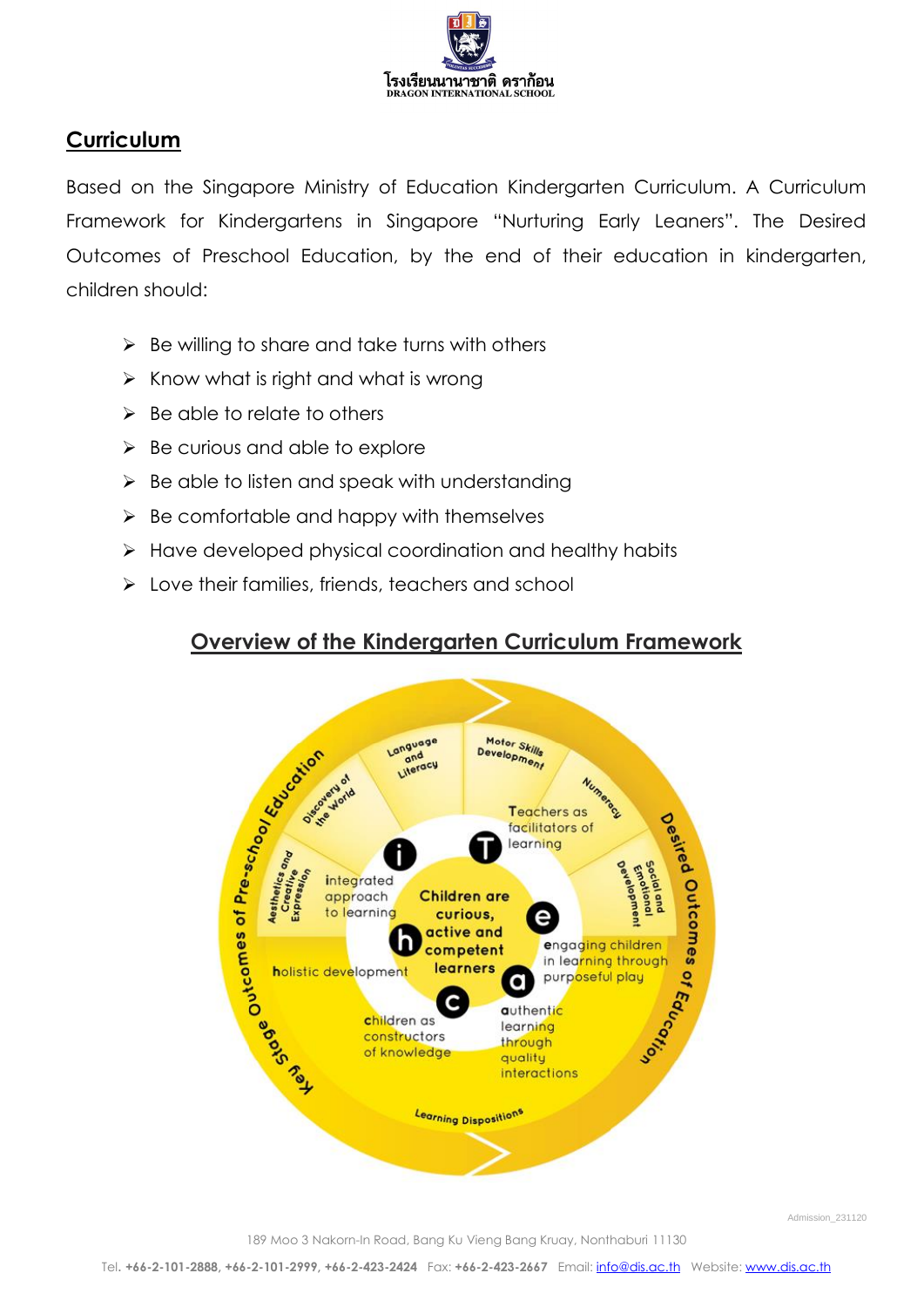## Curriculum

Based on the Singapore Ministry of Education Kindergarten Curriculum. A Curriculum Framework for Kindergartens in Singapore "Nurturing Early Leaners". The Desired Outcomes of Preschool Education, by the end of their education in kindergarten, children should:

- Be willing to share and take turns with others
- Know what is right and what is wrong
- Be able to relate to others
- Be curious and able to explore
- Be able to listen and speak with understanding
- Be comfortable and happy with themselves
- Have developed physical coordination and healthy habits
- Love their families, friends, teachers and school

## Overview of the Kindergarten Curriculum Framework

Key Stage Outcomes of Pre-school Education

Desired Outcomes of Education

Language and Literacy

Motor Skills Development

Numeracy

Social and Emotional Development

Aesthetics and Creative Expression

Discovery of the World

Learning Dispositions

Children are curious, active and competent learners

Teachers as facilitators of learning

integrated approach to learning

engaging children in learning through purposeful play

authentic learning through quality interactions

children as constructors of knowledge

holistic development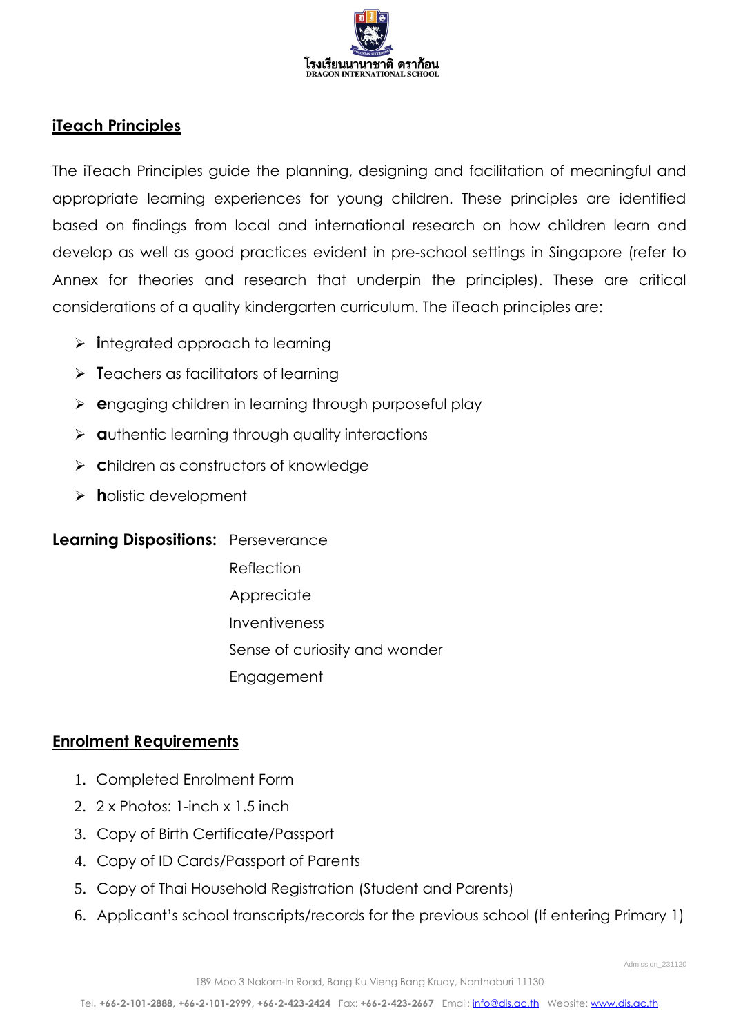## iTeach Principles

The iTeach Principles guide the planning, designing and facilitation of meaningful and appropriate learning experiences for young children. These principles are identified based on findings from local and international research on how children learn and develop as well as good practices evident in pre-school settings in Singapore (refer to Annex for theories and research that underpin the principles). These are critical considerations of a quality kindergarten curriculum. The iTeach principles are:

- **i**ntegrated approach to learning
- **T**eachers as facilitators of learning
- **e**ngaging children in learning through purposeful play
- **a**uthentic learning through quality interactions
- **c**hildren as constructors of knowledge
- **h**olistic development

**Learning Dispositions:** Perseverance
Reflection
Appreciate
Inventiveness
Sense of curiosity and wonder
Engagement

## Enrolment Requirements

1. Completed Enrolment Form
2. 2 x Photos: 1-inch x 1.5 inch
3. Copy of Birth Certificate/Passport
4. Copy of ID Cards/Passport of Parents
5. Copy of Thai Household Registration (Student and Parents)
6. Applicant's school transcripts/records for the previous school (If entering Primary 1)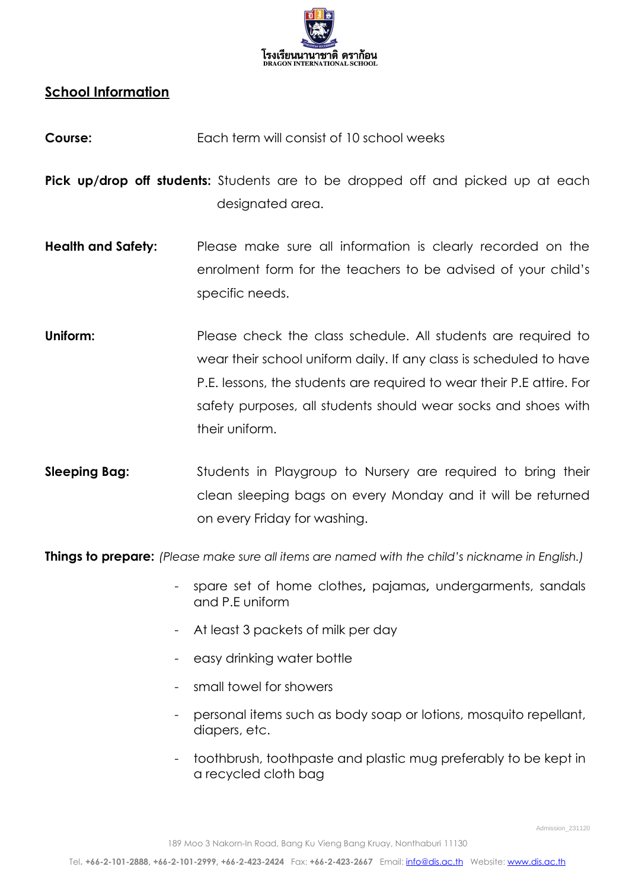โรงเรียนนานาชาติ ดราก้อน
DRAGON INTERNATIONAL SCHOOL

## School Information

**Course:** Each term will consist of 10 school weeks

**Pick up/drop off students:** Students are to be dropped off and picked up at each designated area.

**Health and Safety:** Please make sure all information is clearly recorded on the enrolment form for the teachers to be advised of your child's specific needs.

**Uniform:** Please check the class schedule. All students are required to wear their school uniform daily. If any class is scheduled to have P.E. lessons, the students are required to wear their P.E attire. For safety purposes, all students should wear socks and shoes with their uniform.

**Sleeping Bag:** Students in Playgroup to Nursery are required to bring their clean sleeping bags on every Monday and it will be returned on every Friday for washing.

**Things to prepare:** *(Please make sure all items are named with the child's nickname in English.)*

- spare set of home clothes, pajamas, undergarments, sandals and P.E uniform
- At least 3 packets of milk per day
- easy drinking water bottle
- small towel for showers
- personal items such as body soap or lotions, mosquito repellant, diapers, etc.
- toothbrush, toothpaste and plastic mug preferably to be kept in a recycled cloth bag

Admission_231120

189 Moo 3 Nakorn-In Road, Bang Ku Vieng Bang Kruay, Nonthaburi 11130

Tel. **+66-2-101-2888**, **+66-2-101-2999**, **+66-2-423-2424** Fax: **+66-2-423-2667** Email: info@dis.ac.th Website: www.dis.ac.th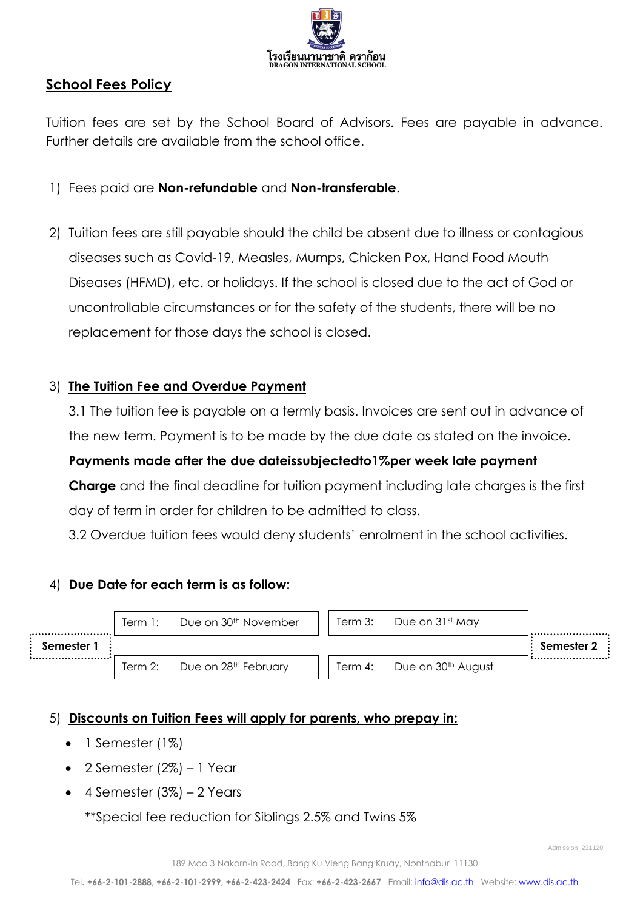โรงเรียนนานาชาติ ดราก้อน
DRAGON INTERNATIONAL SCHOOL

## School Fees Policy

Tuition fees are set by the School Board of Advisors. Fees are payable in advance. Further details are available from the school office.

1) Fees paid are **Non-refundable** and **Non-transferable**.

2) Tuition fees are still payable should the child be absent due to illness or contagious diseases such as Covid-19, Measles, Mumps, Chicken Pox, Hand Food Mouth Diseases (HFMD), etc. or holidays. If the school is closed due to the act of God or uncontrollable circumstances or for the safety of the students, there will be no replacement for those days the school is closed.

3) **The Tuition Fee and Overdue Payment**

   3.1 The tuition fee is payable on a termly basis. Invoices are sent out in advance of the new term. Payment is to be made by the due date as stated on the invoice. **Payments made after the due dateissubjectedto1%per week late payment Charge** and the final deadline for tuition payment including late charges is the first day of term in order for children to be admitted to class.

   3.2 Overdue tuition fees would deny students' enrolment in the school activities.

4) **Due Date for each term is as follow:**

| Semester | Term | Due Date |
|---|---|---|
| Semester 1 | Term 1: | Due on 30th November |
| | Term 2: | Due on 28th February |
| Semester 2 | Term 3: | Due on 31st May |
| | Term 4: | Due on 30th August |

5) **Discounts on Tuition Fees will apply for parents, who prepay in:**

- 1 Semester (1%)
- 2 Semester (2%) – 1 Year
- 4 Semester (3%) – 2 Years

  **Special fee reduction for Siblings 2.5% and Twins 5%

Admission_231120

189 Moo 3 Nakorn-In Road, Bang Ku Vieng Bang Kruay, Nonthaburi 11130

Tel. **+66-2-101-2888, +66-2-101-2999, +66-2-423-2424** Fax: **+66-2-423-2667** Email: info@dis.ac.th Website: www.dis.ac.th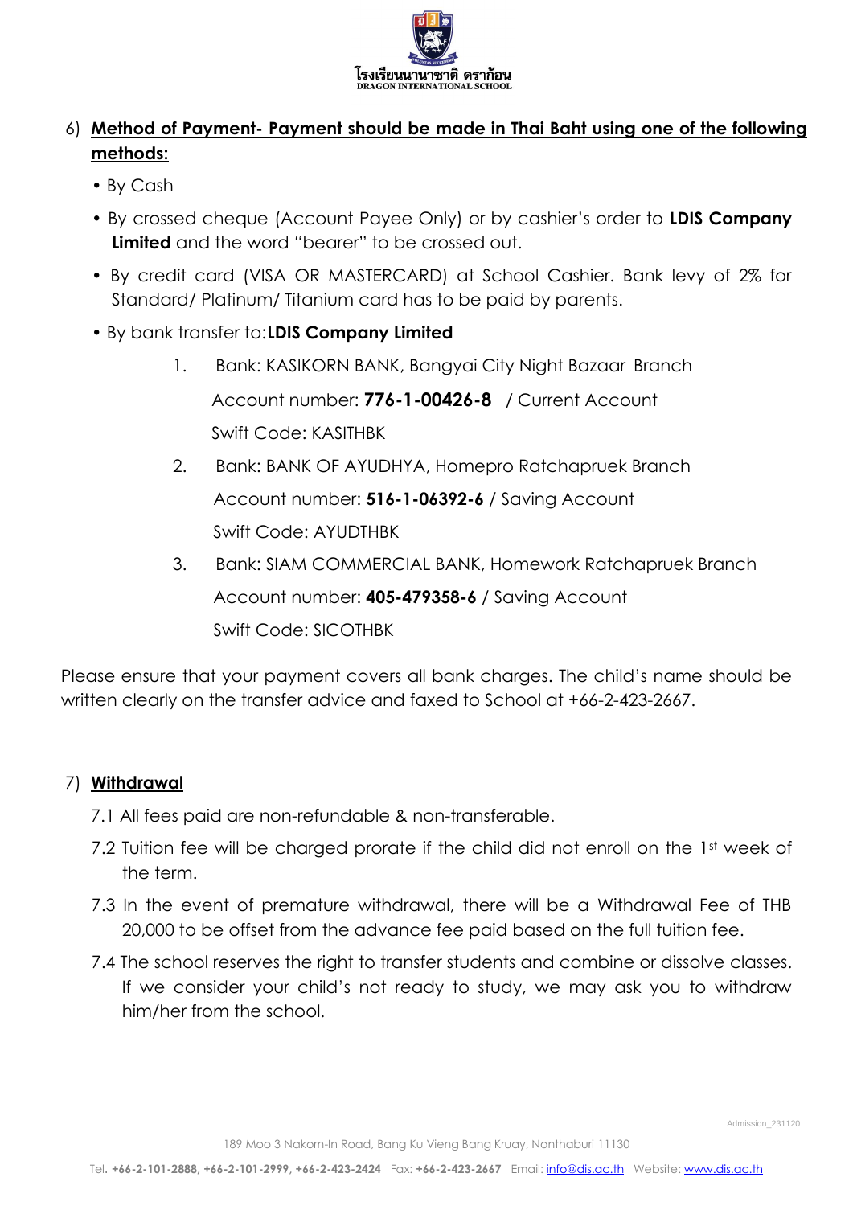6) **Method of Payment- Payment should be made in Thai Baht using one of the following methods:**

- By Cash
- By crossed cheque (Account Payee Only) or by cashier's order to **LDIS Company Limited** and the word "bearer" to be crossed out.
- By credit card (VISA OR MASTERCARD) at School Cashier. Bank levy of 2% for Standard/ Platinum/ Titanium card has to be paid by parents.
- By bank transfer to:**LDIS Company Limited**

    1. Bank: KASIKORN BANK, Bangyai City Night Bazaar Branch  
       Account number: **776-1-00426-8** / Current Account  
       Swift Code: KASITHBK
    2. Bank: BANK OF AYUDHYA, Homepro Ratchapruek Branch  
       Account number: **516-1-06392-6** / Saving Account  
       Swift Code: AYUDTHBK
    3. Bank: SIAM COMMERCIAL BANK, Homework Ratchapruek Branch  
       Account number: **405-479358-6** / Saving Account  
       Swift Code: SICOTHBK

Please ensure that your payment covers all bank charges. The child's name should be written clearly on the transfer advice and faxed to School at +66-2-423-2667.

7) **Withdrawal**

7.1 All fees paid are non-refundable & non-transferable.

7.2 Tuition fee will be charged prorate if the child did not enroll on the 1st week of the term.

7.3 In the event of premature withdrawal, there will be a Withdrawal Fee of THB 20,000 to be offset from the advance fee paid based on the full tuition fee.

7.4 The school reserves the right to transfer students and combine or dissolve classes. If we consider your child's not ready to study, we may ask you to withdraw him/her from the school.